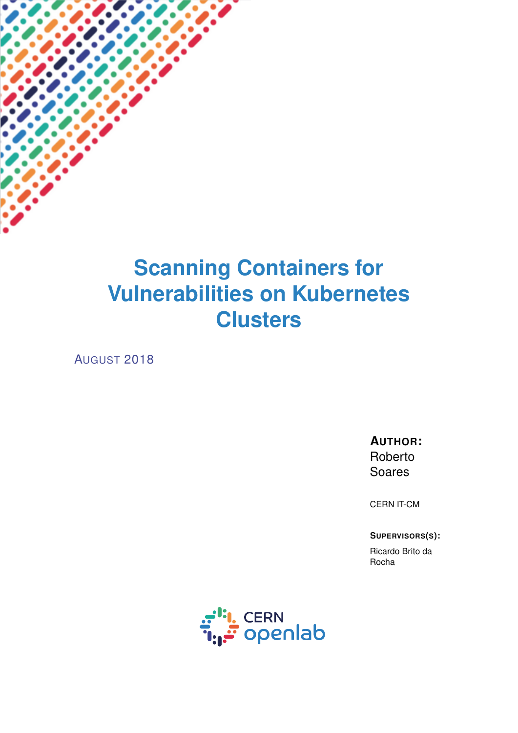# Scanning Containers for Vulnerabilities on Kubernetes Clusters

AUGUST 2018

**AUTHOR:**
Roberto Soares

CERN IT-CM

**SUPERVISORS(S):**

Ricardo Brito da Rocha

CERN openlab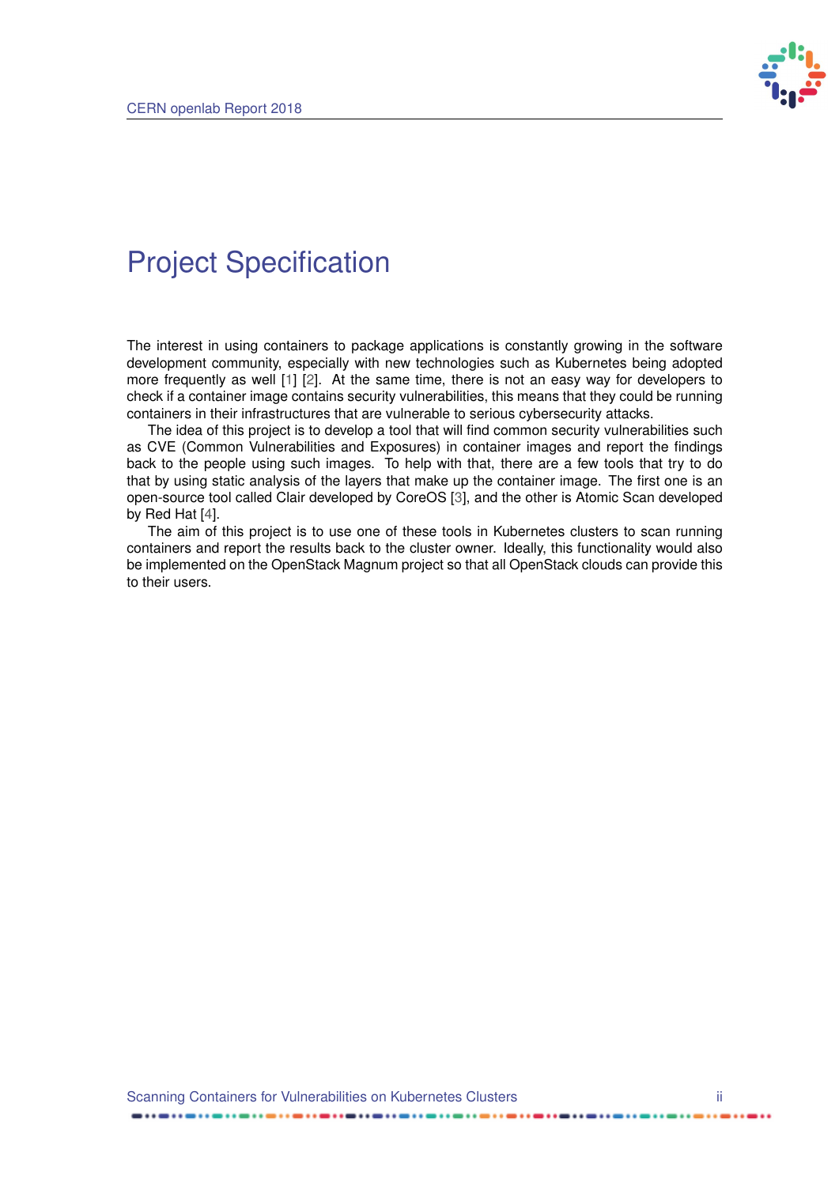# Project Specification

The interest in using containers to package applications is constantly growing in the software development community, especially with new technologies such as Kubernetes being adopted more frequently as well [1] [2]. At the same time, there is not an easy way for developers to check if a container image contains security vulnerabilities, this means that they could be running containers in their infrastructures that are vulnerable to serious cybersecurity attacks.

The idea of this project is to develop a tool that will find common security vulnerabilities such as CVE (Common Vulnerabilities and Exposures) in container images and report the findings back to the people using such images. To help with that, there are a few tools that try to do that by using static analysis of the layers that make up the container image. The first one is an open-source tool called Clair developed by CoreOS [3], and the other is Atomic Scan developed by Red Hat [4].

The aim of this project is to use one of these tools in Kubernetes clusters to scan running containers and report the results back to the cluster owner. Ideally, this functionality would also be implemented on the OpenStack Magnum project so that all OpenStack clouds can provide this to their users.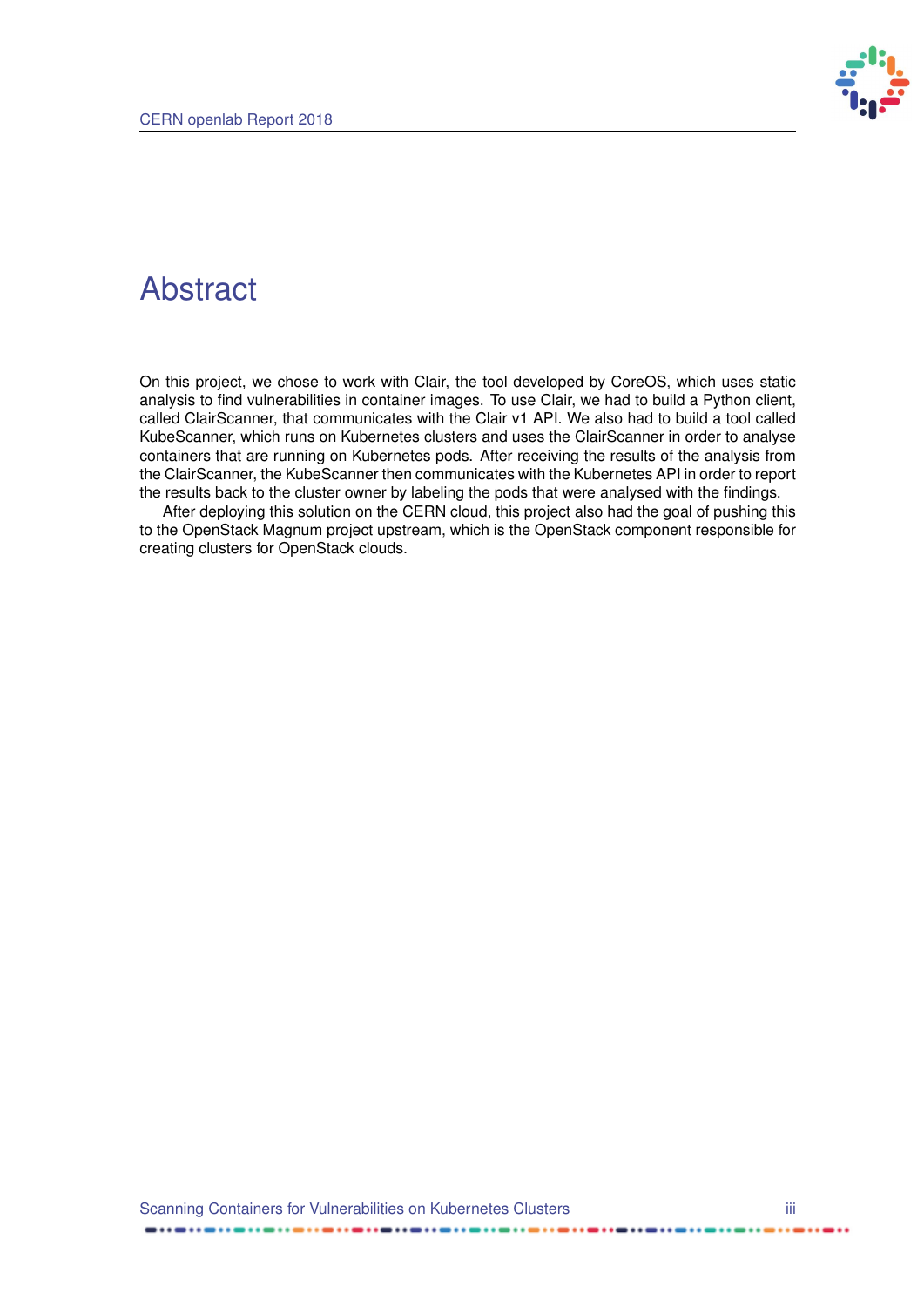# Abstract

On this project, we chose to work with Clair, the tool developed by CoreOS, which uses static analysis to find vulnerabilities in container images. To use Clair, we had to build a Python client, called ClairScanner, that communicates with the Clair v1 API. We also had to build a tool called KubeScanner, which runs on Kubernetes clusters and uses the ClairScanner in order to analyse containers that are running on Kubernetes pods. After receiving the results of the analysis from the ClairScanner, the KubeScanner then communicates with the Kubernetes API in order to report the results back to the cluster owner by labeling the pods that were analysed with the findings.

After deploying this solution on the CERN cloud, this project also had the goal of pushing this to the OpenStack Magnum project upstream, which is the OpenStack component responsible for creating clusters for OpenStack clouds.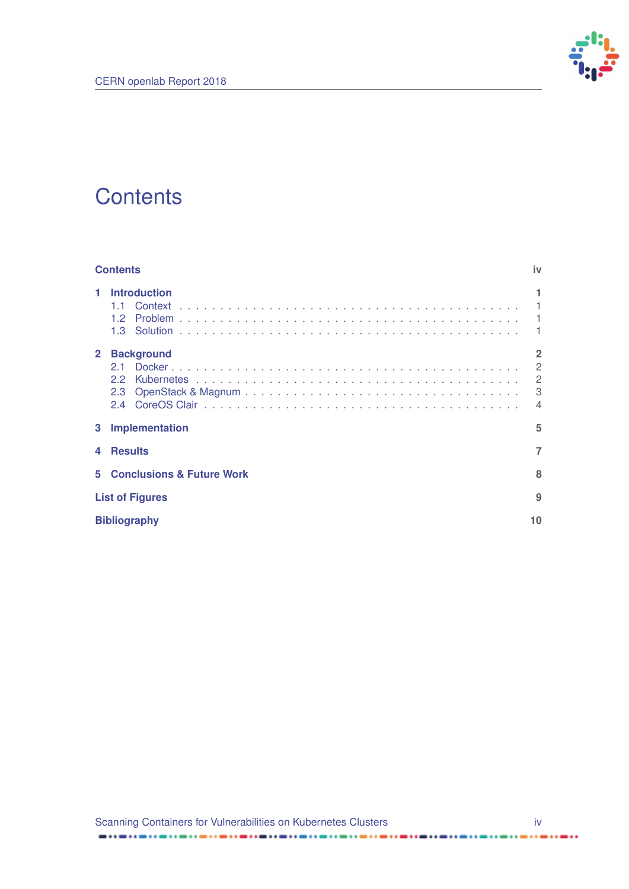# Contents

**Contents** iv

**1 Introduction** 1
- 1.1 Context 1
- 1.2 Problem 1
- 1.3 Solution 1

**2 Background** 2
- 2.1 Docker 2
- 2.2 Kubernetes 2
- 2.3 OpenStack & Magnum 3
- 2.4 CoreOS Clair 4

**3 Implementation** 5

**4 Results** 7

**5 Conclusions & Future Work** 8

**List of Figures** 9

**Bibliography** 10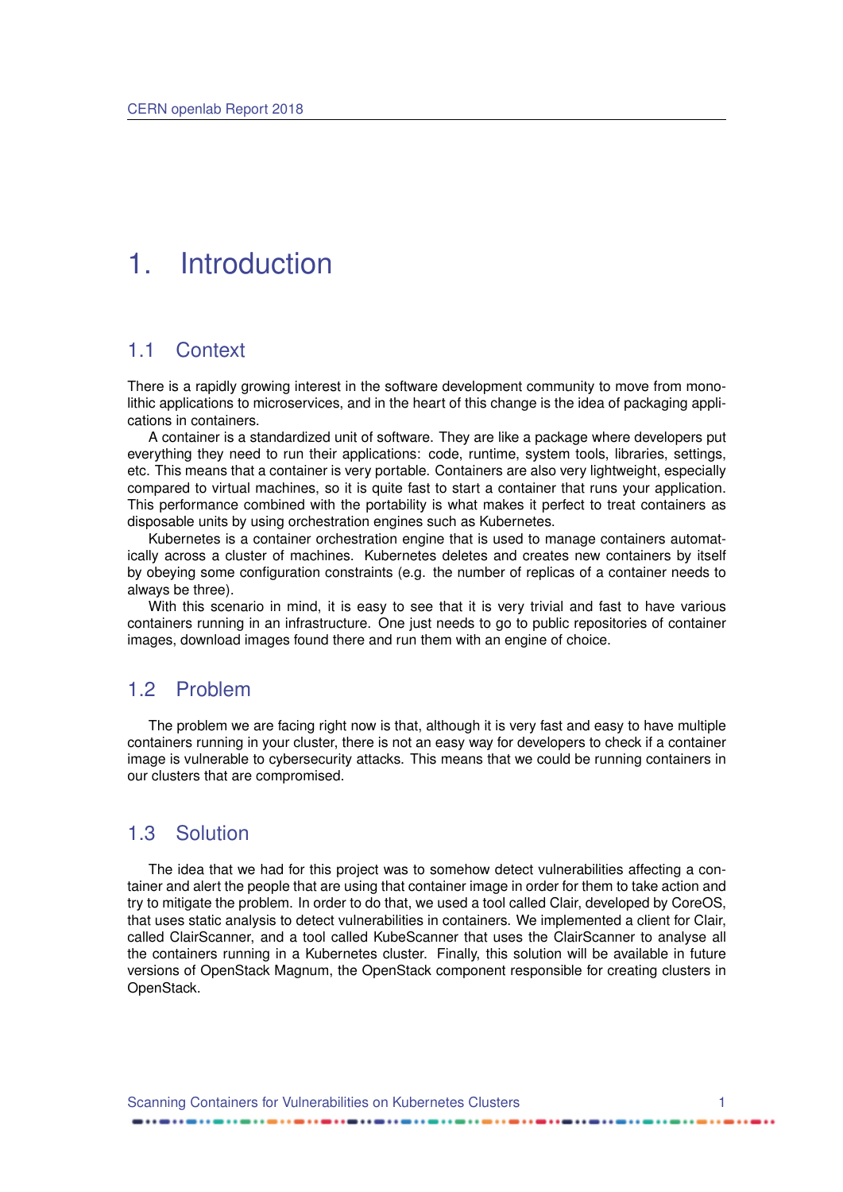# 1. Introduction

## 1.1 Context

There is a rapidly growing interest in the software development community to move from monolithic applications to microservices, and in the heart of this change is the idea of packaging applications in containers.

A container is a standardized unit of software. They are like a package where developers put everything they need to run their applications: code, runtime, system tools, libraries, settings, etc. This means that a container is very portable. Containers are also very lightweight, especially compared to virtual machines, so it is quite fast to start a container that runs your application. This performance combined with the portability is what makes it perfect to treat containers as disposable units by using orchestration engines such as Kubernetes.

Kubernetes is a container orchestration engine that is used to manage containers automatically across a cluster of machines. Kubernetes deletes and creates new containers by itself by obeying some configuration constraints (e.g. the number of replicas of a container needs to always be three).

With this scenario in mind, it is easy to see that it is very trivial and fast to have various containers running in an infrastructure. One just needs to go to public repositories of container images, download images found there and run them with an engine of choice.

## 1.2 Problem

The problem we are facing right now is that, although it is very fast and easy to have multiple containers running in your cluster, there is not an easy way for developers to check if a container image is vulnerable to cybersecurity attacks. This means that we could be running containers in our clusters that are compromised.

## 1.3 Solution

The idea that we had for this project was to somehow detect vulnerabilities affecting a container and alert the people that are using that container image in order for them to take action and try to mitigate the problem. In order to do that, we used a tool called Clair, developed by CoreOS, that uses static analysis to detect vulnerabilities in containers. We implemented a client for Clair, called ClairScanner, and a tool called KubeScanner that uses the ClairScanner to analyse all the containers running in a Kubernetes cluster. Finally, this solution will be available in future versions of OpenStack Magnum, the OpenStack component responsible for creating clusters in OpenStack.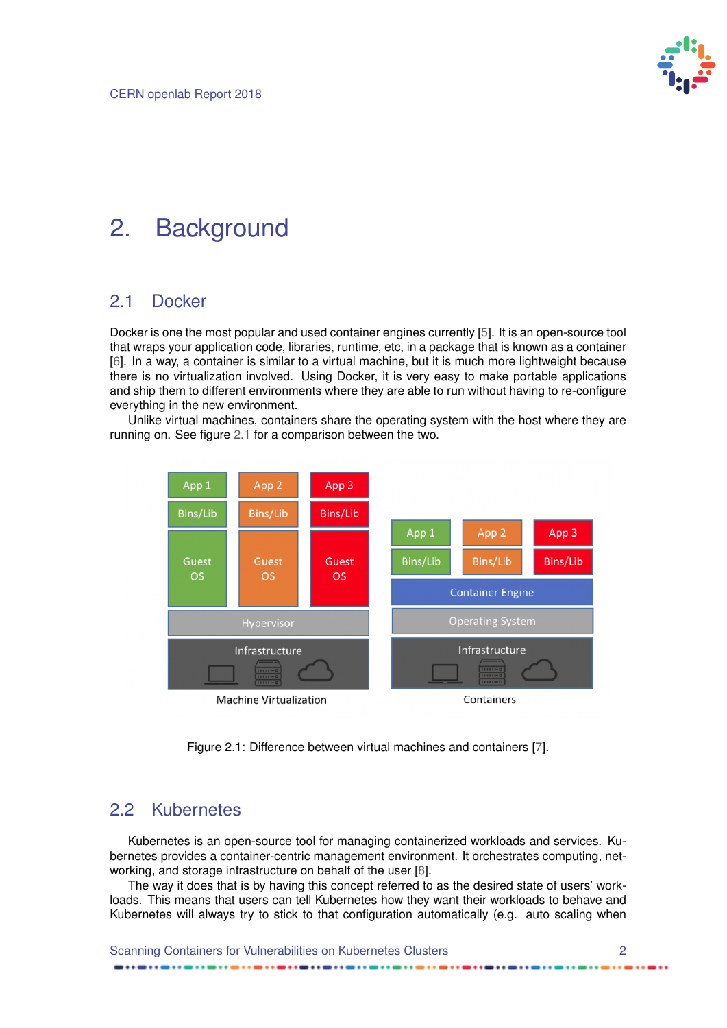# 2. Background

## 2.1 Docker

Docker is one the most popular and used container engines currently [5]. It is an open-source tool that wraps your application code, libraries, runtime, etc, in a package that is known as a container [6]. In a way, a container is similar to a virtual machine, but it is much more lightweight because there is no virtualization involved. Using Docker, it is very easy to make portable applications and ship them to different environments where they are able to run without having to re-configure everything in the new environment.

Unlike virtual machines, containers share the operating system with the host where they are running on. See figure 2.1 for a comparison between the two.

Figure 2.1: Difference between virtual machines and containers [7].

## 2.2 Kubernetes

Kubernetes is an open-source tool for managing containerized workloads and services. Kubernetes provides a container-centric management environment. It orchestrates computing, networking, and storage infrastructure on behalf of the user [8].

The way it does that is by having this concept referred to as the desired state of users' workloads. This means that users can tell Kubernetes how they want their workloads to behave and Kubernetes will always try to stick to that configuration automatically (e.g. auto scaling when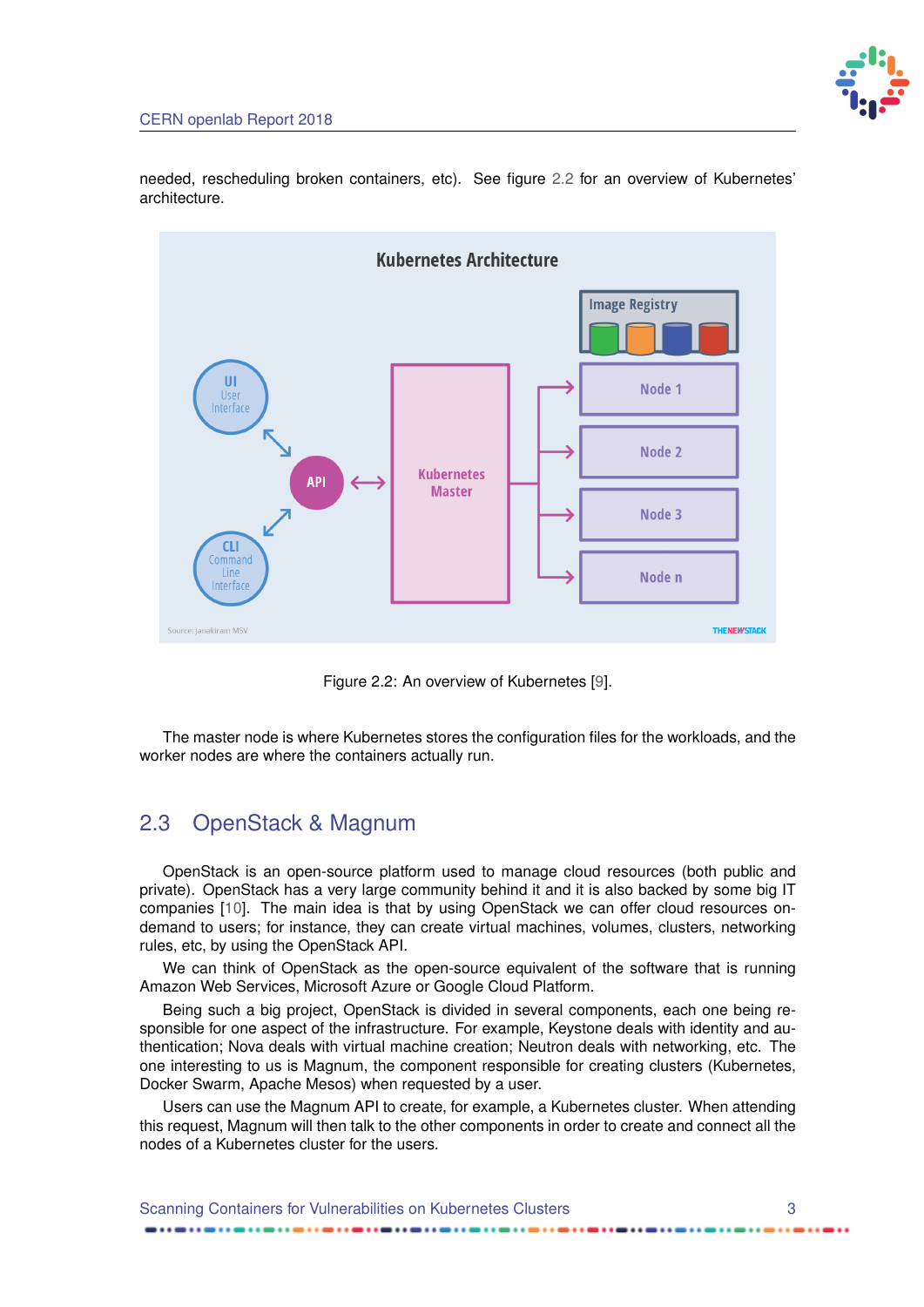needed, rescheduling broken containers, etc). See figure 2.2 for an overview of Kubernetes' architecture.

Figure 2.2: An overview of Kubernetes [9].

The master node is where Kubernetes stores the configuration files for the workloads, and the worker nodes are where the containers actually run.

## 2.3 OpenStack & Magnum

OpenStack is an open-source platform used to manage cloud resources (both public and private). OpenStack has a very large community behind it and it is also backed by some big IT companies [10]. The main idea is that by using OpenStack we can offer cloud resources on-demand to users; for instance, they can create virtual machines, volumes, clusters, networking rules, etc, by using the OpenStack API.

We can think of OpenStack as the open-source equivalent of the software that is running Amazon Web Services, Microsoft Azure or Google Cloud Platform.

Being such a big project, OpenStack is divided in several components, each one being responsible for one aspect of the infrastructure. For example, Keystone deals with identity and authentication; Nova deals with virtual machine creation; Neutron deals with networking, etc. The one interesting to us is Magnum, the component responsible for creating clusters (Kubernetes, Docker Swarm, Apache Mesos) when requested by a user.

Users can use the Magnum API to create, for example, a Kubernetes cluster. When attending this request, Magnum will then talk to the other components in order to create and connect all the nodes of a Kubernetes cluster for the users.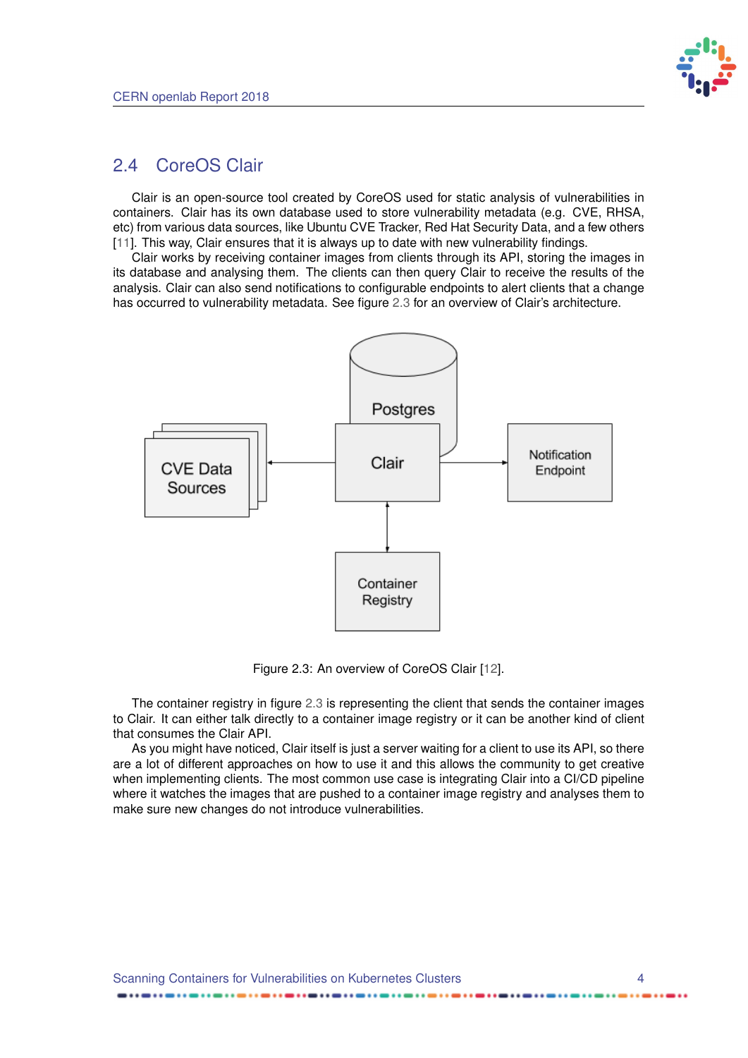## 2.4 CoreOS Clair

Clair is an open-source tool created by CoreOS used for static analysis of vulnerabilities in containers. Clair has its own database used to store vulnerability metadata (e.g. CVE, RHSA, etc) from various data sources, like Ubuntu CVE Tracker, Red Hat Security Data, and a few others [11]. This way, Clair ensures that it is always up to date with new vulnerability findings.

Clair works by receiving container images from clients through its API, storing the images in its database and analysing them. The clients can then query Clair to receive the results of the analysis. Clair can also send notifications to configurable endpoints to alert clients that a change has occurred to vulnerability metadata. See figure 2.3 for an overview of Clair's architecture.

Figure 2.3: An overview of CoreOS Clair [12].

The container registry in figure 2.3 is representing the client that sends the container images to Clair. It can either talk directly to a container image registry or it can be another kind of client that consumes the Clair API.

As you might have noticed, Clair itself is just a server waiting for a client to use its API, so there are a lot of different approaches on how to use it and this allows the community to get creative when implementing clients. The most common use case is integrating Clair into a CI/CD pipeline where it watches the images that are pushed to a container image registry and analyses them to make sure new changes do not introduce vulnerabilities.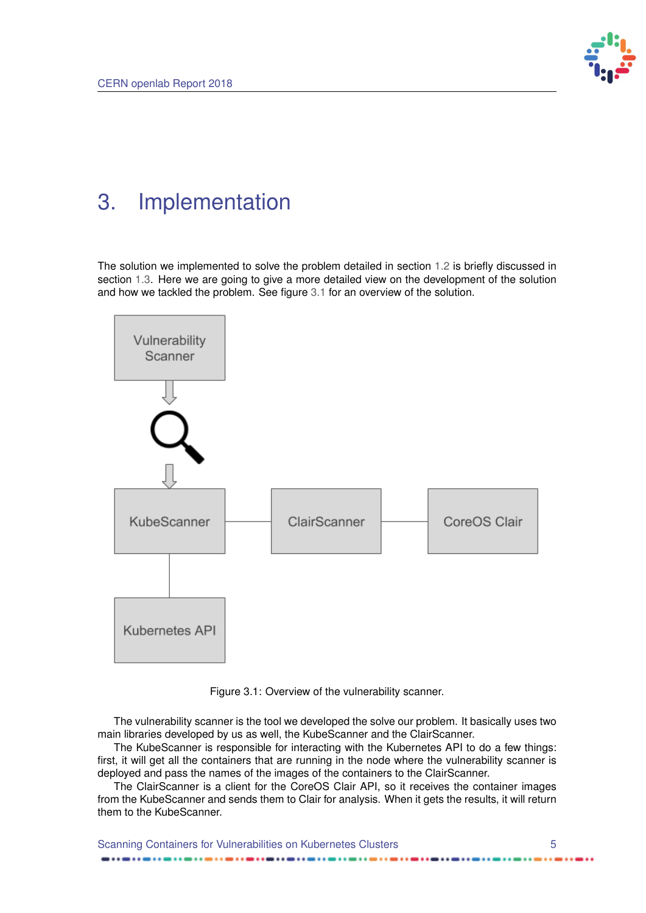# 3. Implementation

The solution we implemented to solve the problem detailed in section 1.2 is briefly discussed in section 1.3. Here we are going to give a more detailed view on the development of the solution and how we tackled the problem. See figure 3.1 for an overview of the solution.

Figure 3.1: Overview of the vulnerability scanner.

The vulnerability scanner is the tool we developed the solve our problem. It basically uses two main libraries developed by us as well, the KubeScanner and the ClairScanner.

The KubeScanner is responsible for interacting with the Kubernetes API to do a few things: first, it will get all the containers that are running in the node where the vulnerability scanner is deployed and pass the names of the images of the containers to the ClairScanner.

The ClairScanner is a client for the CoreOS Clair API, so it receives the container images from the KubeScanner and sends them to Clair for analysis. When it gets the results, it will return them to the KubeScanner.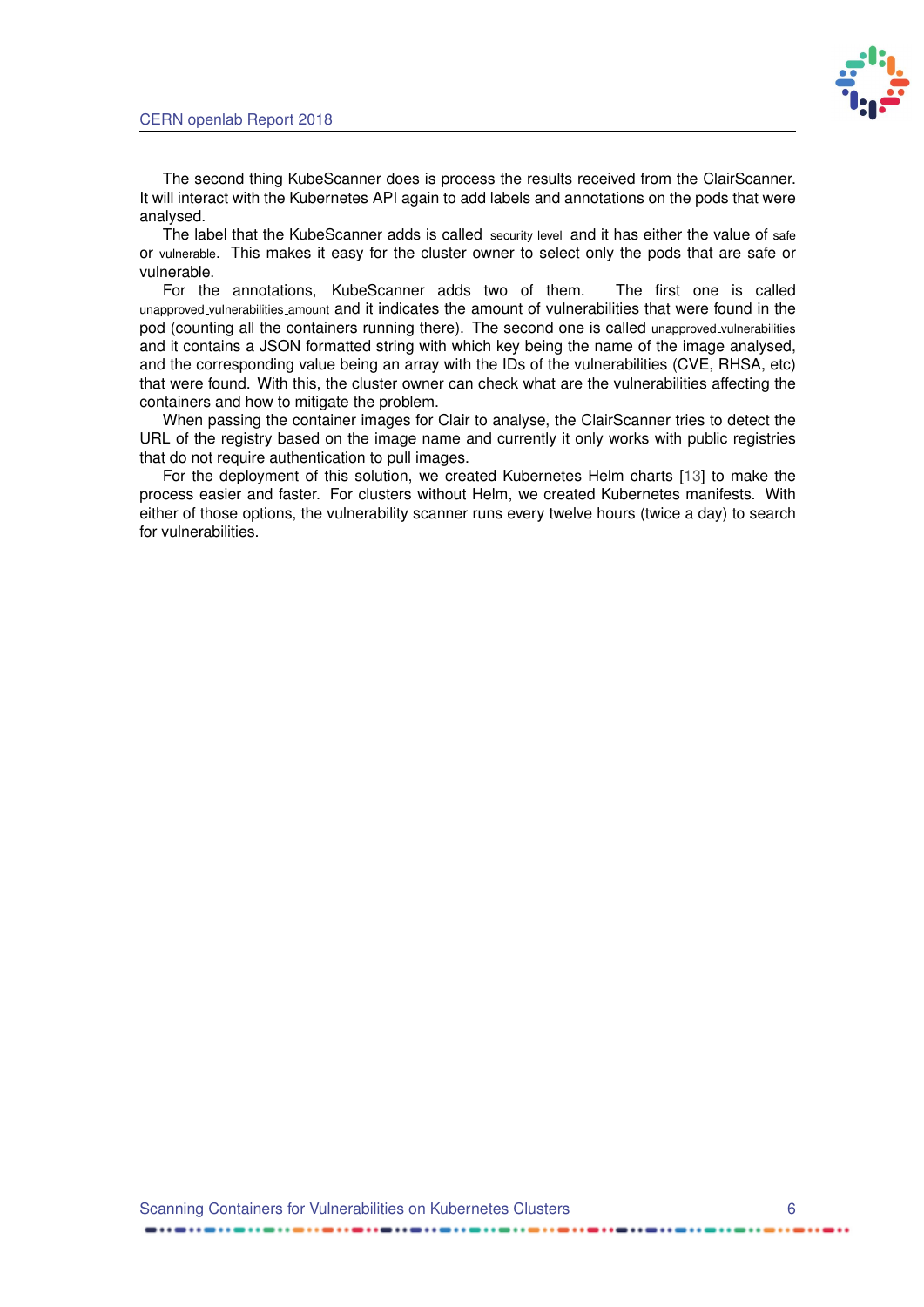The second thing KubeScanner does is process the results received from the ClairScanner. It will interact with the Kubernetes API again to add labels and annotations on the pods that were analysed.

The label that the KubeScanner adds is called security_level and it has either the value of safe or vulnerable. This makes it easy for the cluster owner to select only the pods that are safe or vulnerable.

For the annotations, KubeScanner adds two of them. The first one is called unapproved_vulnerabilities_amount and it indicates the amount of vulnerabilities that were found in the pod (counting all the containers running there). The second one is called unapproved_vulnerabilities and it contains a JSON formatted string with which key being the name of the image analysed, and the corresponding value being an array with the IDs of the vulnerabilities (CVE, RHSA, etc) that were found. With this, the cluster owner can check what are the vulnerabilities affecting the containers and how to mitigate the problem.

When passing the container images for Clair to analyse, the ClairScanner tries to detect the URL of the registry based on the image name and currently it only works with public registries that do not require authentication to pull images.

For the deployment of this solution, we created Kubernetes Helm charts [13] to make the process easier and faster. For clusters without Helm, we created Kubernetes manifests. With either of those options, the vulnerability scanner runs every twelve hours (twice a day) to search for vulnerabilities.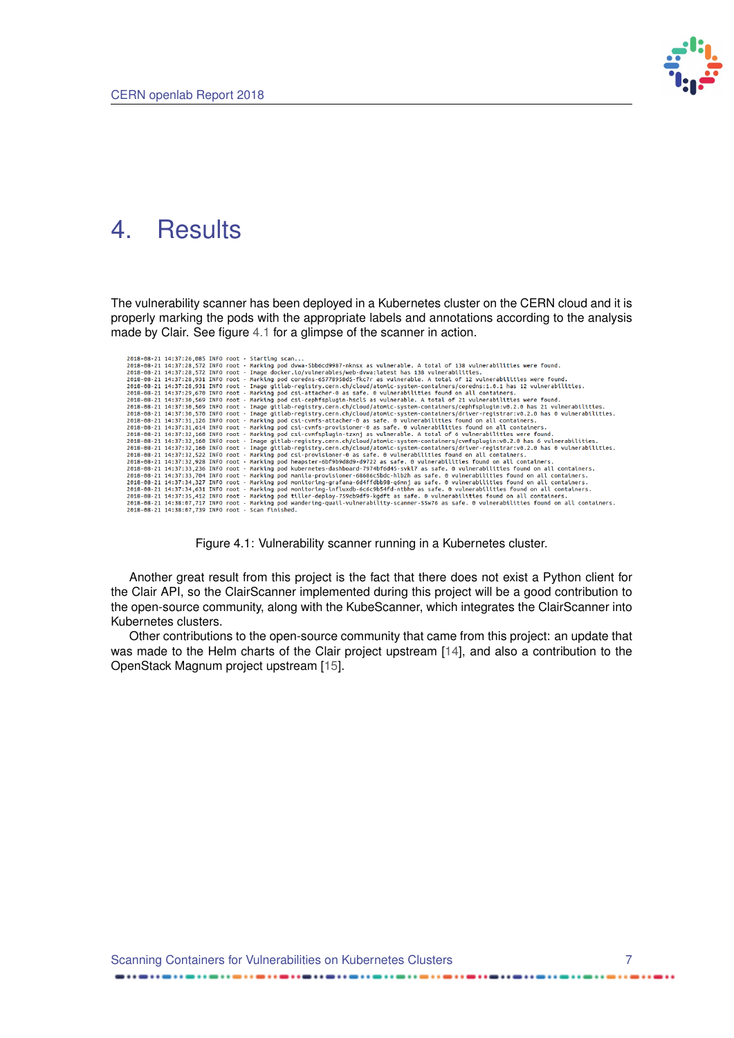# 4. Results

The vulnerability scanner has been deployed in a Kubernetes cluster on the CERN cloud and it is properly marking the pods with the appropriate labels and annotations according to the analysis made by Clair. See figure 4.1 for a glimpse of the scanner in action.

```
2018-08-21 14:37:26,085 INFO root - Starting scan...
2018-08-21 14:37:28,572 INFO root - Marking pod dvwa-5bb6cd9987-nknsx as vulnerable. A total of 138 vulnerabilities were found.
2018-08-21 14:37:28,572 INFO root - Image docker.io/vulnerables/web-dvwa:latest has 138 vulnerabilities.
2018-08-21 14:37:28,931 INFO root - Marking pod coredns-65778958d5-fkc7r as vulnerable. A total of 12 vulnerabilities were found.
2018-08-21 14:37:28,931 INFO root - Image gitlab-registry.cern.ch/cloud/atomic-system-containers/coredns:1.0.1 has 12 vulnerabilities.
2018-08-21 14:37:29,670 INFO root - Marking pod csi-attacher-0 as safe. 0 vulnerabilities found on all containers.
2018-08-21 14:37:30,569 INFO root - Marking pod csi-cephfsplugin-hscl5 as vulnerable. A total of 21 vulnerabilities were found.
2018-08-21 14:37:30,569 INFO root - Image gitlab-registry.cern.ch/cloud/atomic-system-containers/cephfsplugin:v0.2.0 has 21 vulnerabilities.
2018-08-21 14:37:30,570 INFO root - Image gitlab-registry.cern.ch/cloud/atomic-system-containers/driver-registrar:v0.2.0 has 0 vulnerabilities.
2018-08-21 14:37:31,126 INFO root - Marking pod csi-cvmfs-attacher-0 as safe. 0 vulnerabilities found on all containers.
2018-08-21 14:37:31,614 INFO root - Marking pod csi-cvmfs-provisioner-0 as safe. 0 vulnerabilities found on all containers.
2018-08-21 14:37:32,160 INFO root - Marking pod csi-cvmfsplugin-tzxnj as vulnerable. A total of 6 vulnerabilities were found.
2018-08-21 14:37:32,160 INFO root - Image gitlab-registry.cern.ch/cloud/atomic-system-containers/cvmfsplugin:v0.2.0 has 6 vulnerabilities.
2018-08-21 14:37:32,160 INFO root - Image gitlab-registry.cern.ch/cloud/atomic-system-containers/driver-registrar:v0.2.0 has 0 vulnerabilities.
2018-08-21 14:37:32,522 INFO root - Marking pod csi-provisioner-0 as safe. 0 vulnerabilities found on all containers.
2018-08-21 14:37:32,928 INFO root - Marking pod heapster-6bf9b9d8d9-d9722 as safe. 0 vulnerabilities found on all containers.
2018-08-21 14:37:33,236 INFO root - Marking pod kubernetes-dashboard-7974bf6d45-svkl7 as safe. 0 vulnerabilities found on all containers.
2018-08-21 14:37:33,704 INFO root - Marking pod manila-provisioner-68686c5bdc-hlb2h as safe. 0 vulnerabilities found on all containers.
2018-08-21 14:37:34,327 INFO root - Marking pod monitoring-grafana-6d4ffdbb98-q6nnj as safe. 0 vulnerabilities found on all containers.
2018-08-21 14:37:34,631 INFO root - Marking pod monitoring-influxdb-6c6c9b54fd-ntbhm as safe. 0 vulnerabilities found on all containers.
2018-08-21 14:37:35,412 INFO root - Marking pod tiller-deploy-759cb9df9-kgdft as safe. 0 vulnerabilities found on all containers.
2018-08-21 14:38:07,717 INFO root - Marking pod wandering-quail-vulnerability-scanner-55w76 as safe. 0 vulnerabilities found on all containers.
2018-08-21 14:38:07,739 INFO root - Scan finished.
```

Figure 4.1: Vulnerability scanner running in a Kubernetes cluster.

Another great result from this project is the fact that there does not exist a Python client for the Clair API, so the ClairScanner implemented during this project will be a good contribution to the open-source community, along with the KubeScanner, which integrates the ClairScanner into Kubernetes clusters.

Other contributions to the open-source community that came from this project: an update that was made to the Helm charts of the Clair project upstream [14], and also a contribution to the OpenStack Magnum project upstream [15].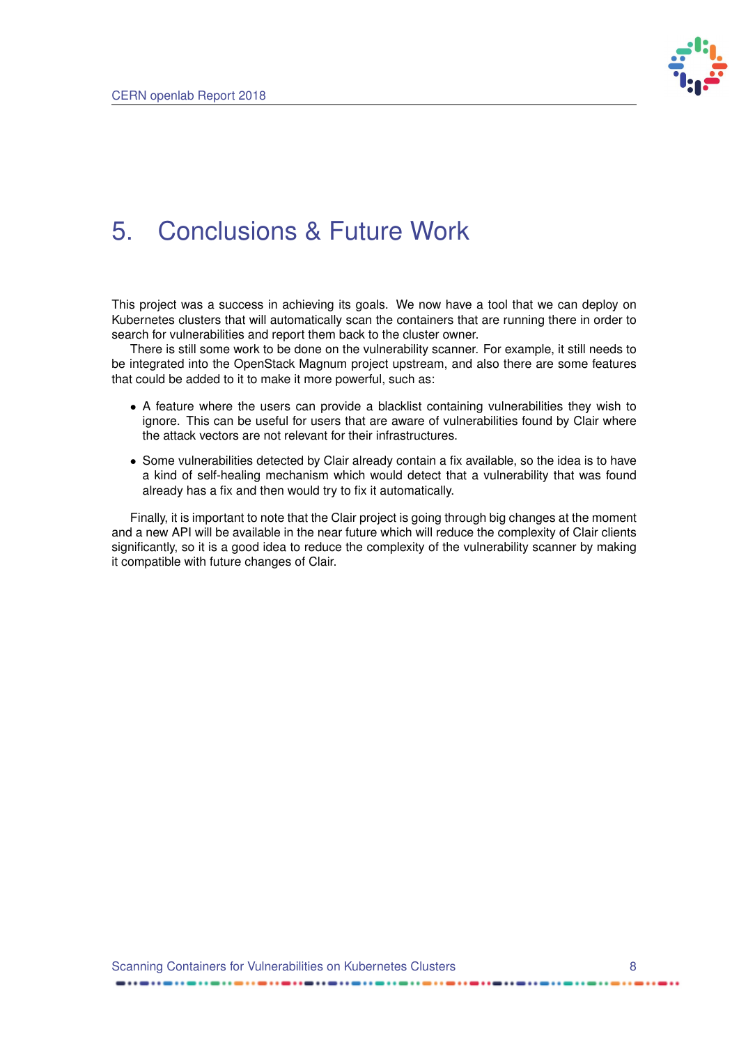# 5. Conclusions & Future Work

This project was a success in achieving its goals. We now have a tool that we can deploy on Kubernetes clusters that will automatically scan the containers that are running there in order to search for vulnerabilities and report them back to the cluster owner.

There is still some work to be done on the vulnerability scanner. For example, it still needs to be integrated into the OpenStack Magnum project upstream, and also there are some features that could be added to it to make it more powerful, such as:

- A feature where the users can provide a blacklist containing vulnerabilities they wish to ignore. This can be useful for users that are aware of vulnerabilities found by Clair where the attack vectors are not relevant for their infrastructures.
- Some vulnerabilities detected by Clair already contain a fix available, so the idea is to have a kind of self-healing mechanism which would detect that a vulnerability that was found already has a fix and then would try to fix it automatically.

Finally, it is important to note that the Clair project is going through big changes at the moment and a new API will be available in the near future which will reduce the complexity of Clair clients significantly, so it is a good idea to reduce the complexity of the vulnerability scanner by making it compatible with future changes of Clair.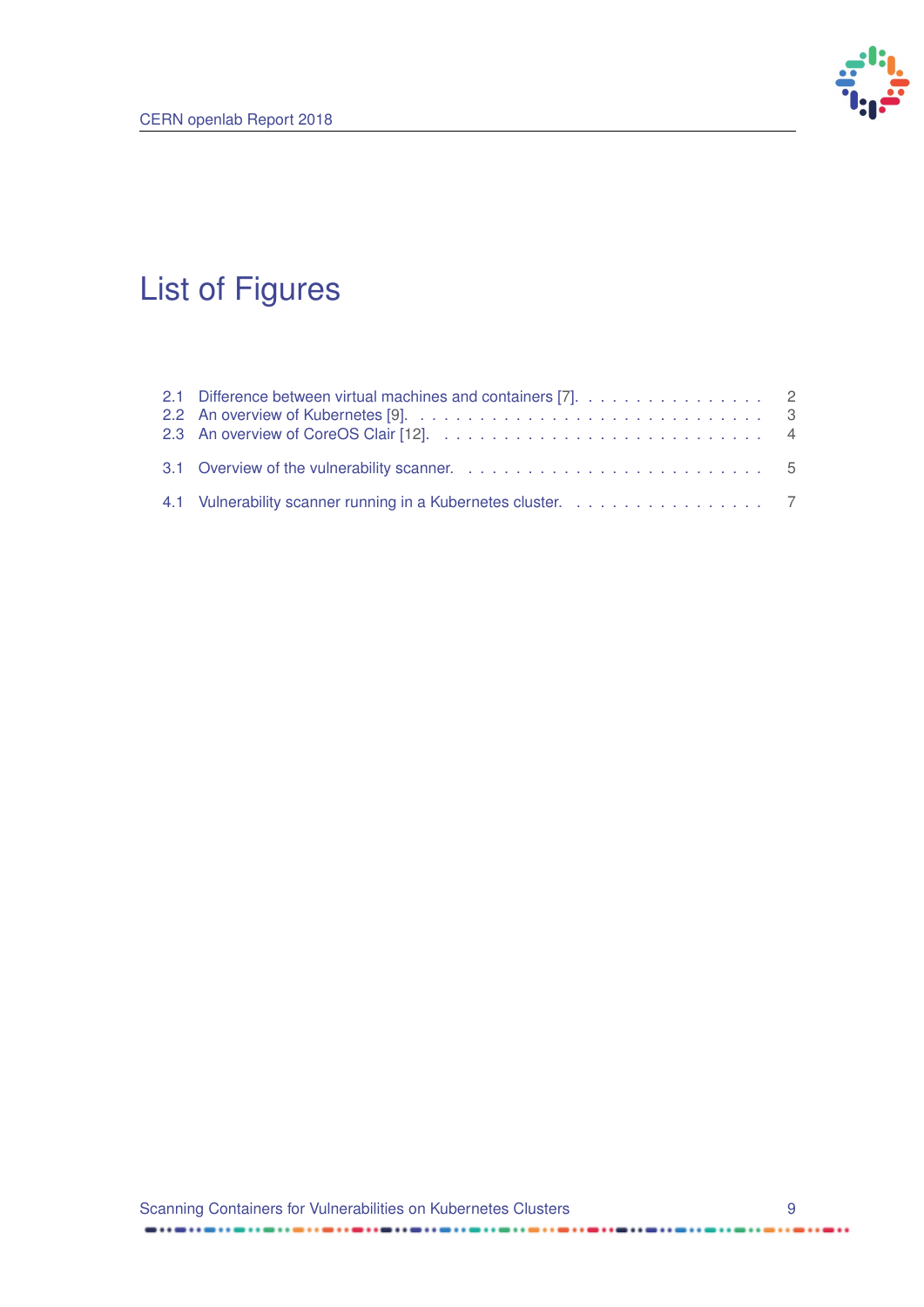# List of Figures

2.1 Difference between virtual machines and containers [7]. . . . . . . . . . . . . . . . . 2
2.2 An overview of Kubernetes [9]. . . . . . . . . . . . . . . . . . . . . . . . . . . . . 3
2.3 An overview of CoreOS Clair [12]. . . . . . . . . . . . . . . . . . . . . . . . . . . 4

3.1 Overview of the vulnerability scanner. . . . . . . . . . . . . . . . . . . . . . . . . 5

4.1 Vulnerability scanner running in a Kubernetes cluster. . . . . . . . . . . . . . . . . 7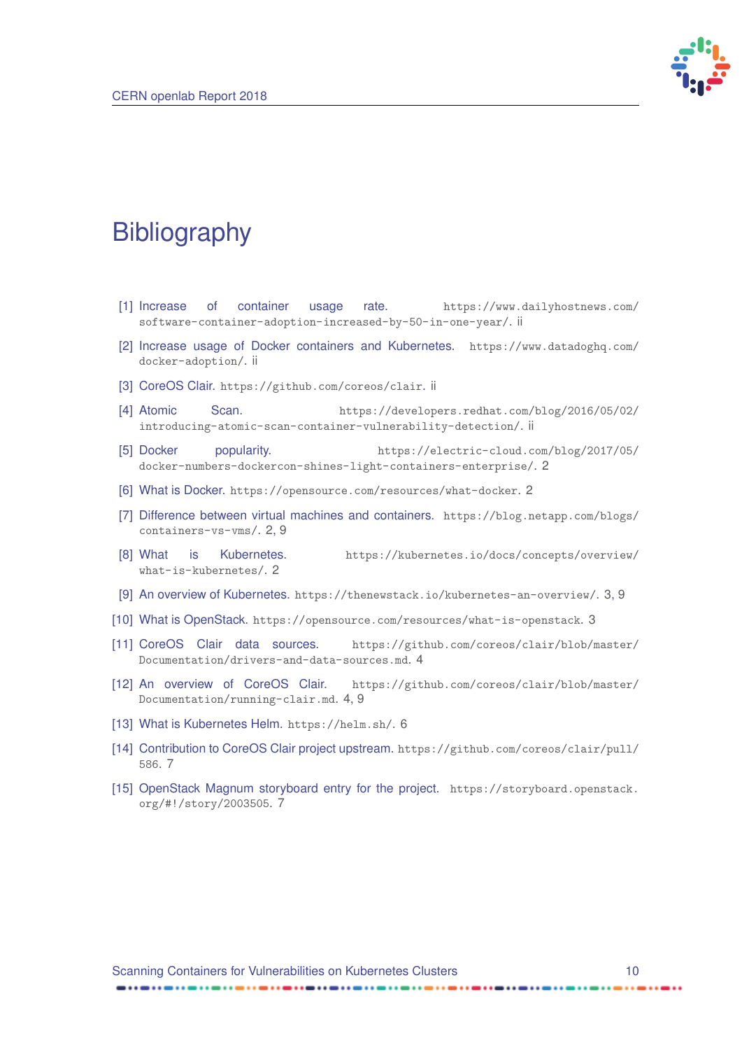# Bibliography

[1] Increase of container usage rate. https://www.dailyhostnews.com/software-container-adoption-increased-by-50-in-one-year/. ii

[2] Increase usage of Docker containers and Kubernetes. https://www.datadoghq.com/docker-adoption/. ii

[3] CoreOS Clair. https://github.com/coreos/clair. ii

[4] Atomic Scan. https://developers.redhat.com/blog/2016/05/02/introducing-atomic-scan-container-vulnerability-detection/. ii

[5] Docker popularity. https://electric-cloud.com/blog/2017/05/docker-numbers-dockercon-shines-light-containers-enterprise/. 2

[6] What is Docker. https://opensource.com/resources/what-docker. 2

[7] Difference between virtual machines and containers. https://blog.netapp.com/blogs/containers-vs-vms/. 2, 9

[8] What is Kubernetes. https://kubernetes.io/docs/concepts/overview/what-is-kubernetes/. 2

[9] An overview of Kubernetes. https://thenewstack.io/kubernetes-an-overview/. 3, 9

[10] What is OpenStack. https://opensource.com/resources/what-is-openstack. 3

[11] CoreOS Clair data sources. https://github.com/coreos/clair/blob/master/Documentation/drivers-and-data-sources.md. 4

[12] An overview of CoreOS Clair. https://github.com/coreos/clair/blob/master/Documentation/running-clair.md. 4, 9

[13] What is Kubernetes Helm. https://helm.sh/. 6

[14] Contribution to CoreOS Clair project upstream. https://github.com/coreos/clair/pull/586. 7

[15] OpenStack Magnum storyboard entry for the project. https://storyboard.openstack.org/#!/story/2003505. 7